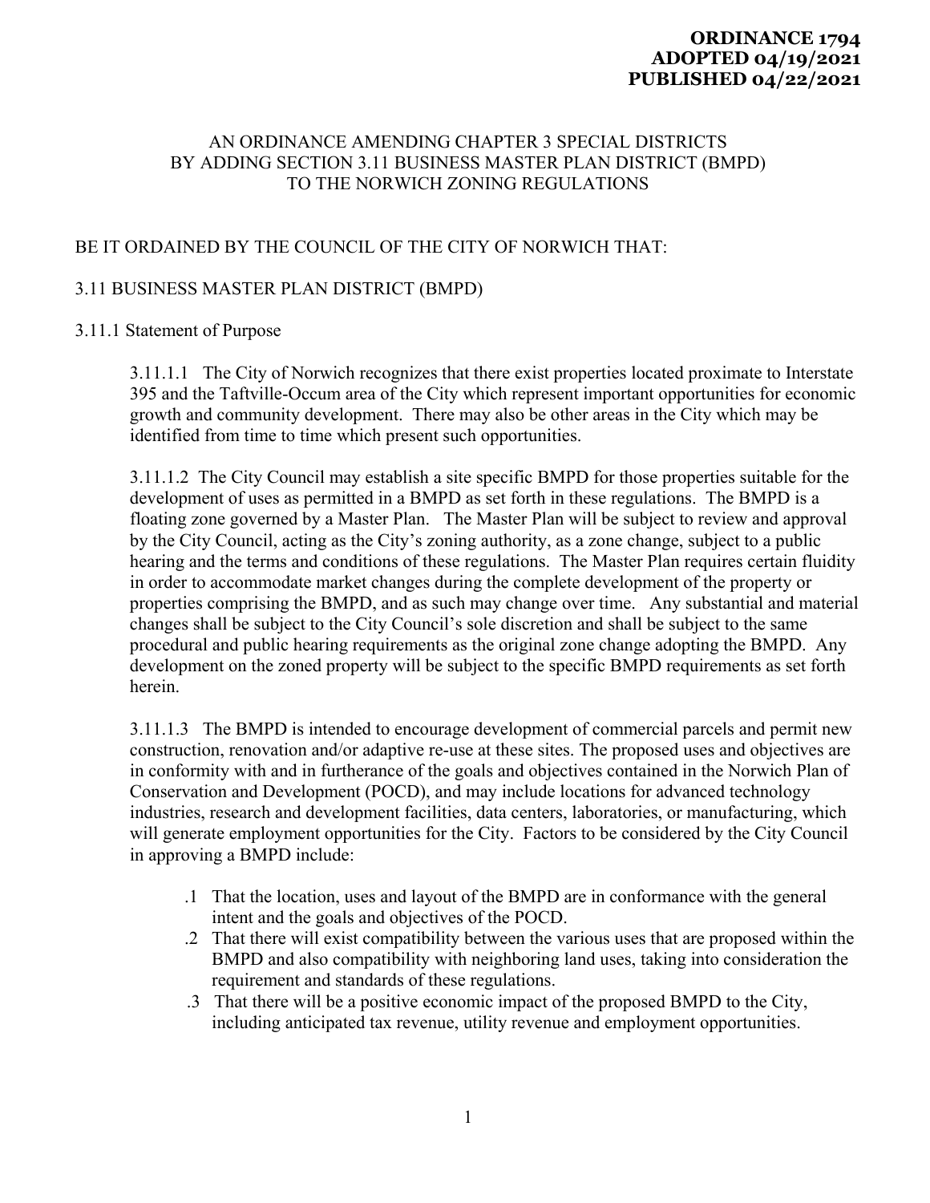**ORDINANCE 1794**
**ADOPTED 04/19/2021**
**PUBLISHED 04/22/2021**

AN ORDINANCE AMENDING CHAPTER 3 SPECIAL DISTRICTS BY ADDING SECTION 3.11 BUSINESS MASTER PLAN DISTRICT (BMPD) TO THE NORWICH ZONING REGULATIONS

BE IT ORDAINED BY THE COUNCIL OF THE CITY OF NORWICH THAT:

3.11 BUSINESS MASTER PLAN DISTRICT (BMPD)

3.11.1 Statement of Purpose

3.11.1.1 The City of Norwich recognizes that there exist properties located proximate to Interstate 395 and the Taftville-Occum area of the City which represent important opportunities for economic growth and community development. There may also be other areas in the City which may be identified from time to time which present such opportunities.

3.11.1.2 The City Council may establish a site specific BMPD for those properties suitable for the development of uses as permitted in a BMPD as set forth in these regulations. The BMPD is a floating zone governed by a Master Plan. The Master Plan will be subject to review and approval by the City Council, acting as the City's zoning authority, as a zone change, subject to a public hearing and the terms and conditions of these regulations. The Master Plan requires certain fluidity in order to accommodate market changes during the complete development of the property or properties comprising the BMPD, and as such may change over time. Any substantial and material changes shall be subject to the City Council's sole discretion and shall be subject to the same procedural and public hearing requirements as the original zone change adopting the BMPD. Any development on the zoned property will be subject to the specific BMPD requirements as set forth herein.

3.11.1.3 The BMPD is intended to encourage development of commercial parcels and permit new construction, renovation and/or adaptive re-use at these sites. The proposed uses and objectives are in conformity with and in furtherance of the goals and objectives contained in the Norwich Plan of Conservation and Development (POCD), and may include locations for advanced technology industries, research and development facilities, data centers, laboratories, or manufacturing, which will generate employment opportunities for the City. Factors to be considered by the City Council in approving a BMPD include:

.1 That the location, uses and layout of the BMPD are in conformance with the general intent and the goals and objectives of the POCD.

.2 That there will exist compatibility between the various uses that are proposed within the BMPD and also compatibility with neighboring land uses, taking into consideration the requirement and standards of these regulations.

.3 That there will be a positive economic impact of the proposed BMPD to the City, including anticipated tax revenue, utility revenue and employment opportunities.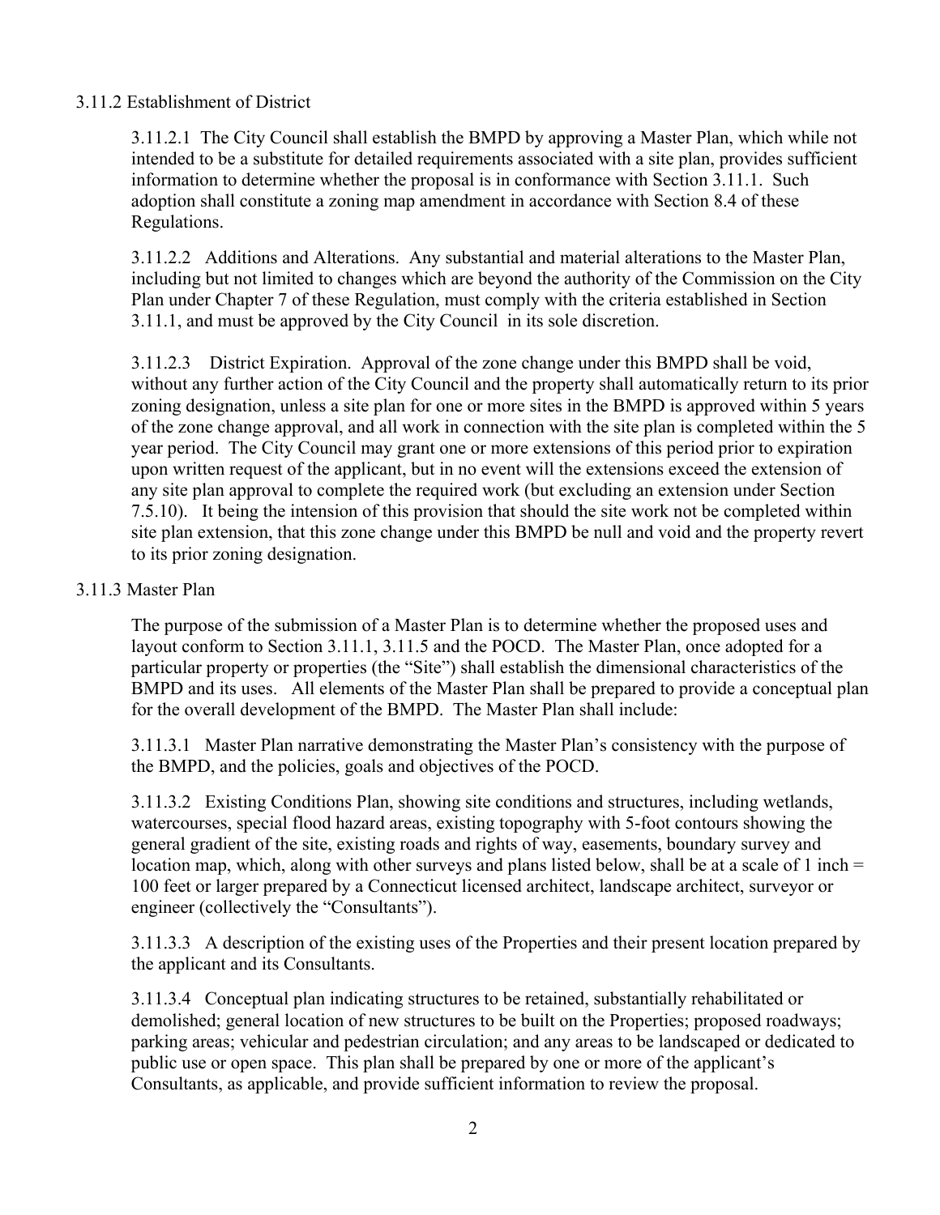### 3.11.2 Establishment of District

3.11.2.1 The City Council shall establish the BMPD by approving a Master Plan, which while not intended to be a substitute for detailed requirements associated with a site plan, provides sufficient information to determine whether the proposal is in conformance with Section 3.11.1. Such adoption shall constitute a zoning map amendment in accordance with Section 8.4 of these Regulations.

3.11.2.2 Additions and Alterations. Any substantial and material alterations to the Master Plan, including but not limited to changes which are beyond the authority of the Commission on the City Plan under Chapter 7 of these Regulation, must comply with the criteria established in Section 3.11.1, and must be approved by the City Council in its sole discretion.

3.11.2.3 District Expiration. Approval of the zone change under this BMPD shall be void, without any further action of the City Council and the property shall automatically return to its prior zoning designation, unless a site plan for one or more sites in the BMPD is approved within 5 years of the zone change approval, and all work in connection with the site plan is completed within the 5 year period. The City Council may grant one or more extensions of this period prior to expiration upon written request of the applicant, but in no event will the extensions exceed the extension of any site plan approval to complete the required work (but excluding an extension under Section 7.5.10). It being the intension of this provision that should the site work not be completed within site plan extension, that this zone change under this BMPD be null and void and the property revert to its prior zoning designation.

### 3.11.3 Master Plan

The purpose of the submission of a Master Plan is to determine whether the proposed uses and layout conform to Section 3.11.1, 3.11.5 and the POCD. The Master Plan, once adopted for a particular property or properties (the "Site") shall establish the dimensional characteristics of the BMPD and its uses. All elements of the Master Plan shall be prepared to provide a conceptual plan for the overall development of the BMPD. The Master Plan shall include:

3.11.3.1 Master Plan narrative demonstrating the Master Plan's consistency with the purpose of the BMPD, and the policies, goals and objectives of the POCD.

3.11.3.2 Existing Conditions Plan, showing site conditions and structures, including wetlands, watercourses, special flood hazard areas, existing topography with 5-foot contours showing the general gradient of the site, existing roads and rights of way, easements, boundary survey and location map, which, along with other surveys and plans listed below, shall be at a scale of 1 inch = 100 feet or larger prepared by a Connecticut licensed architect, landscape architect, surveyor or engineer (collectively the "Consultants").

3.11.3.3 A description of the existing uses of the Properties and their present location prepared by the applicant and its Consultants.

3.11.3.4 Conceptual plan indicating structures to be retained, substantially rehabilitated or demolished; general location of new structures to be built on the Properties; proposed roadways; parking areas; vehicular and pedestrian circulation; and any areas to be landscaped or dedicated to public use or open space. This plan shall be prepared by one or more of the applicant's Consultants, as applicable, and provide sufficient information to review the proposal.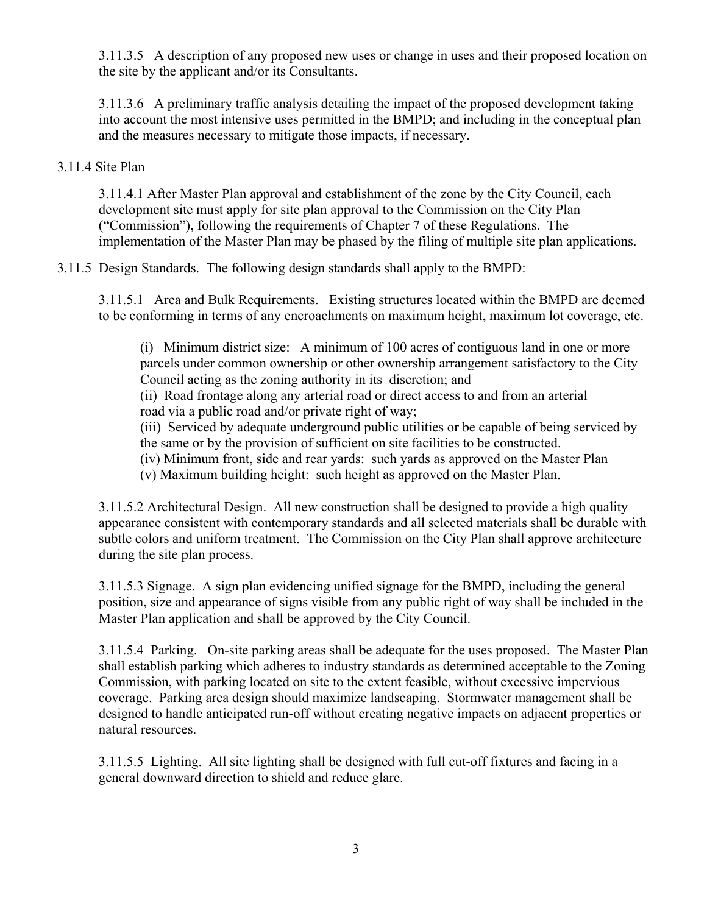3.11.3.5 A description of any proposed new uses or change in uses and their proposed location on the site by the applicant and/or its Consultants.

3.11.3.6 A preliminary traffic analysis detailing the impact of the proposed development taking into account the most intensive uses permitted in the BMPD; and including in the conceptual plan and the measures necessary to mitigate those impacts, if necessary.

3.11.4 Site Plan

3.11.4.1 After Master Plan approval and establishment of the zone by the City Council, each development site must apply for site plan approval to the Commission on the City Plan ("Commission"), following the requirements of Chapter 7 of these Regulations. The implementation of the Master Plan may be phased by the filing of multiple site plan applications.

3.11.5 Design Standards. The following design standards shall apply to the BMPD:

3.11.5.1 Area and Bulk Requirements. Existing structures located within the BMPD are deemed to be conforming in terms of any encroachments on maximum height, maximum lot coverage, etc.

(i) Minimum district size: A minimum of 100 acres of contiguous land in one or more parcels under common ownership or other ownership arrangement satisfactory to the City Council acting as the zoning authority in its discretion; and
(ii) Road frontage along any arterial road or direct access to and from an arterial road via a public road and/or private right of way;
(iii) Serviced by adequate underground public utilities or be capable of being serviced by the same or by the provision of sufficient on site facilities to be constructed.
(iv) Minimum front, side and rear yards: such yards as approved on the Master Plan
(v) Maximum building height: such height as approved on the Master Plan.

3.11.5.2 Architectural Design. All new construction shall be designed to provide a high quality appearance consistent with contemporary standards and all selected materials shall be durable with subtle colors and uniform treatment. The Commission on the City Plan shall approve architecture during the site plan process.

3.11.5.3 Signage. A sign plan evidencing unified signage for the BMPD, including the general position, size and appearance of signs visible from any public right of way shall be included in the Master Plan application and shall be approved by the City Council.

3.11.5.4 Parking. On-site parking areas shall be adequate for the uses proposed. The Master Plan shall establish parking which adheres to industry standards as determined acceptable to the Zoning Commission, with parking located on site to the extent feasible, without excessive impervious coverage. Parking area design should maximize landscaping. Stormwater management shall be designed to handle anticipated run-off without creating negative impacts on adjacent properties or natural resources.

3.11.5.5 Lighting. All site lighting shall be designed with full cut-off fixtures and facing in a general downward direction to shield and reduce glare.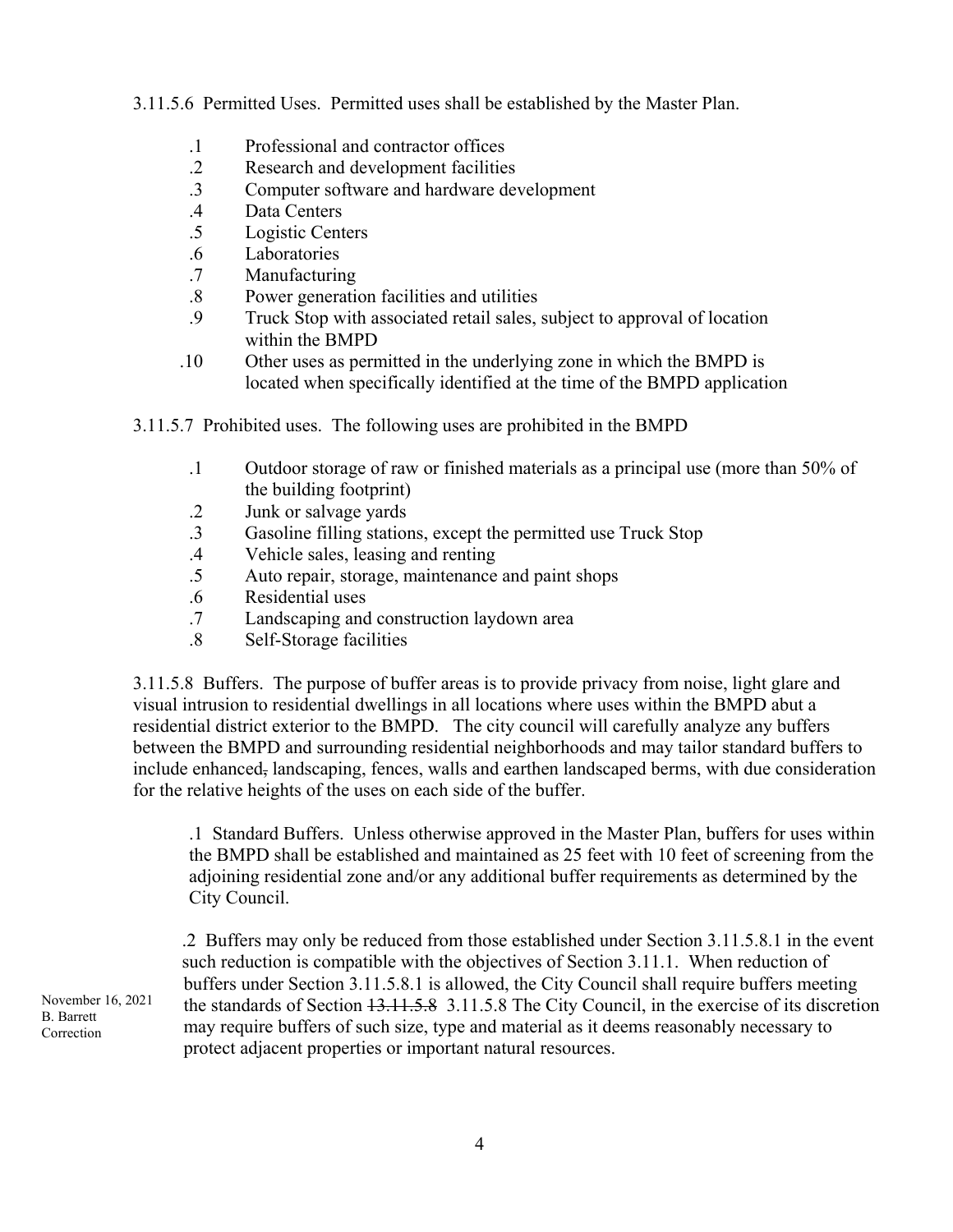3.11.5.6 Permitted Uses. Permitted uses shall be established by the Master Plan.

- .1 Professional and contractor offices
- .2 Research and development facilities
- .3 Computer software and hardware development
- .4 Data Centers
- .5 Logistic Centers
- .6 Laboratories
- .7 Manufacturing
- .8 Power generation facilities and utilities
- .9 Truck Stop with associated retail sales, subject to approval of location within the BMPD
- .10 Other uses as permitted in the underlying zone in which the BMPD is located when specifically identified at the time of the BMPD application

3.11.5.7 Prohibited uses. The following uses are prohibited in the BMPD

- .1 Outdoor storage of raw or finished materials as a principal use (more than 50% of the building footprint)
- .2 Junk or salvage yards
- .3 Gasoline filling stations, except the permitted use Truck Stop
- .4 Vehicle sales, leasing and renting
- .5 Auto repair, storage, maintenance and paint shops
- .6 Residential uses
- .7 Landscaping and construction laydown area
- .8 Self-Storage facilities

3.11.5.8 Buffers. The purpose of buffer areas is to provide privacy from noise, light glare and visual intrusion to residential dwellings in all locations where uses within the BMPD abut a residential district exterior to the BMPD. The city council will carefully analyze any buffers between the BMPD and surrounding residential neighborhoods and may tailor standard buffers to include enhanced~~,~~ landscaping, fences, walls and earthen landscaped berms, with due consideration for the relative heights of the uses on each side of the buffer.

.1 Standard Buffers. Unless otherwise approved in the Master Plan, buffers for uses within the BMPD shall be established and maintained as 25 feet with 10 feet of screening from the adjoining residential zone and/or any additional buffer requirements as determined by the City Council.

.2 Buffers may only be reduced from those established under Section 3.11.5.8.1 in the event such reduction is compatible with the objectives of Section 3.11.1. When reduction of buffers under Section 3.11.5.8.1 is allowed, the City Council shall require buffers meeting the standards of Section ~~13.11.5.8~~ 3.11.5.8 The City Council, in the exercise of its discretion may require buffers of such size, type and material as it deems reasonably necessary to protect adjacent properties or important natural resources.

November 16, 2021
B. Barrett
Correction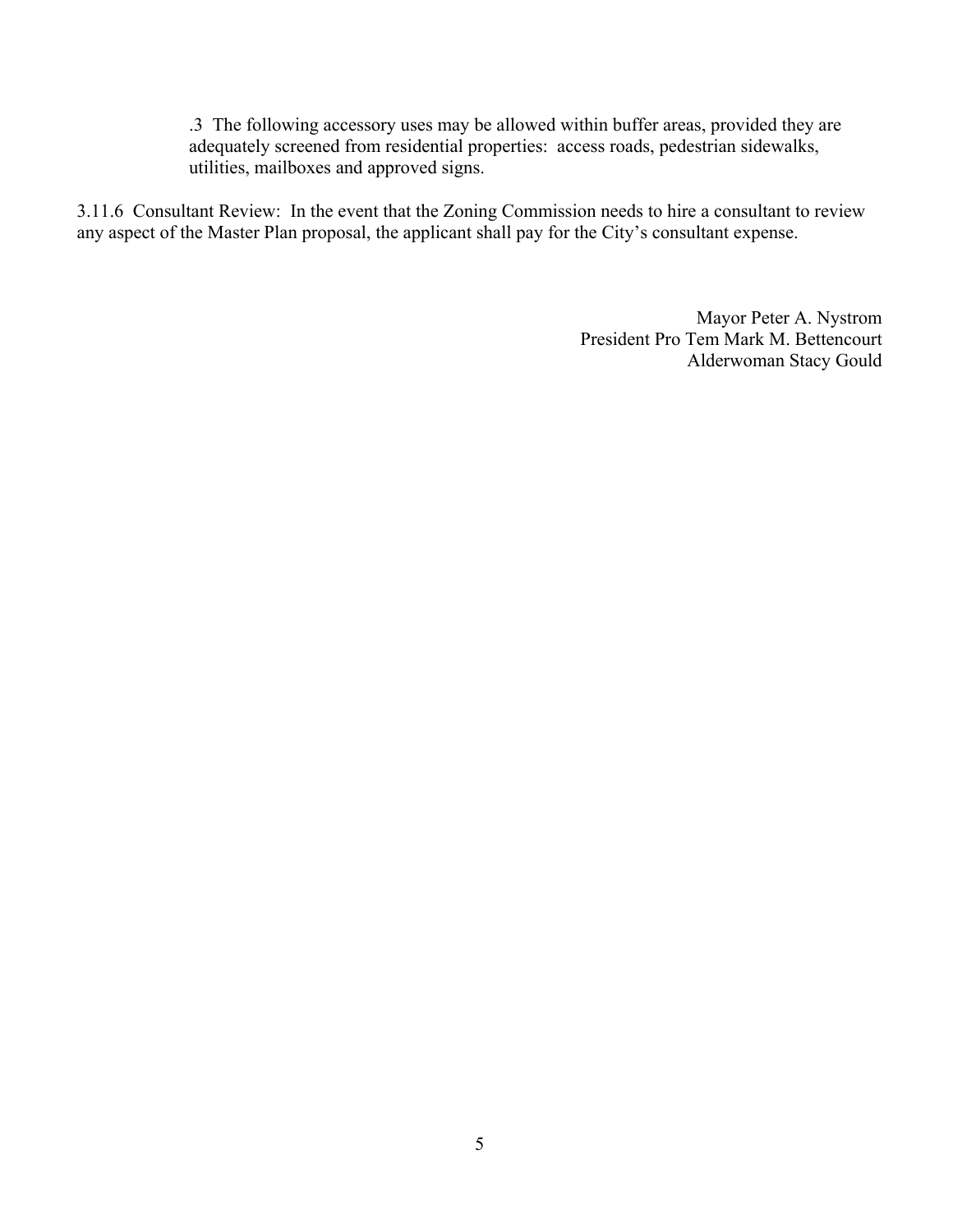.3 The following accessory uses may be allowed within buffer areas, provided they are adequately screened from residential properties: access roads, pedestrian sidewalks, utilities, mailboxes and approved signs.

3.11.6 Consultant Review: In the event that the Zoning Commission needs to hire a consultant to review any aspect of the Master Plan proposal, the applicant shall pay for the City's consultant expense.

Mayor Peter A. Nystrom
President Pro Tem Mark M. Bettencourt
Alderwoman Stacy Gould